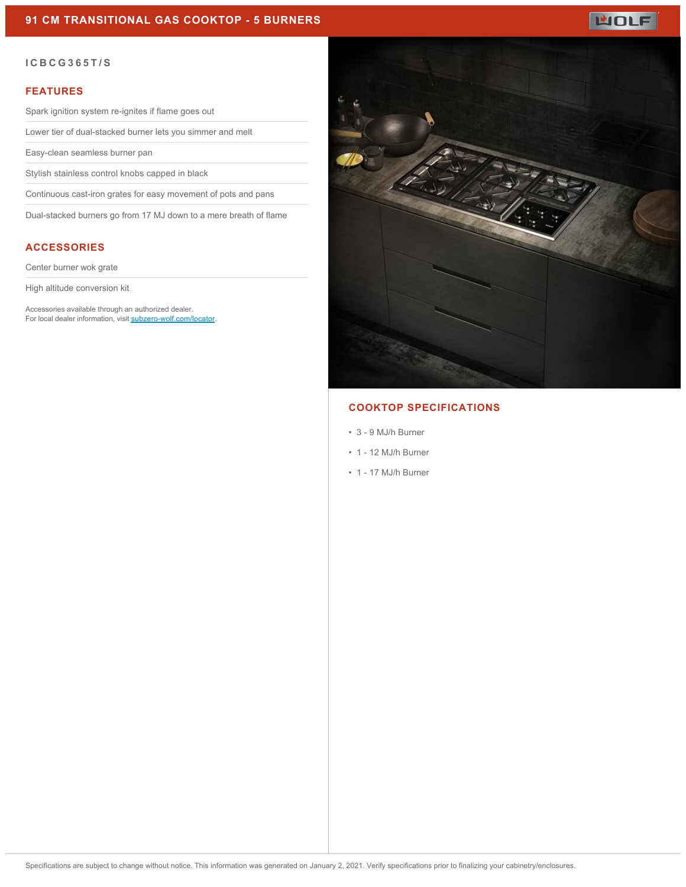# 91 CM TRANSITIONAL GAS COOKTOP - 5 BURNERS

WOLF

ICBCG365T/S

## FEATURES

Spark ignition system re-ignites if flame goes out

Lower tier of dual-stacked burner lets you simmer and melt

Easy-clean seamless burner pan

Stylish stainless control knobs capped in black

Continuous cast-iron grates for easy movement of pots and pans

Dual-stacked burners go from 17 MJ down to a mere breath of flame

## ACCESSORIES

Center burner wok grate

High altitude conversion kit

Accessories available through an authorized dealer.
For local dealer information, visit subzero-wolf.com/locator.

## COOKTOP SPECIFICATIONS

- 3 - 9 MJ/h Burner
- 1 - 12 MJ/h Burner
- 1 - 17 MJ/h Burner

Specifications are subject to change without notice. This information was generated on January 2, 2021. Verify specifications prior to finalizing your cabinetry/enclosures.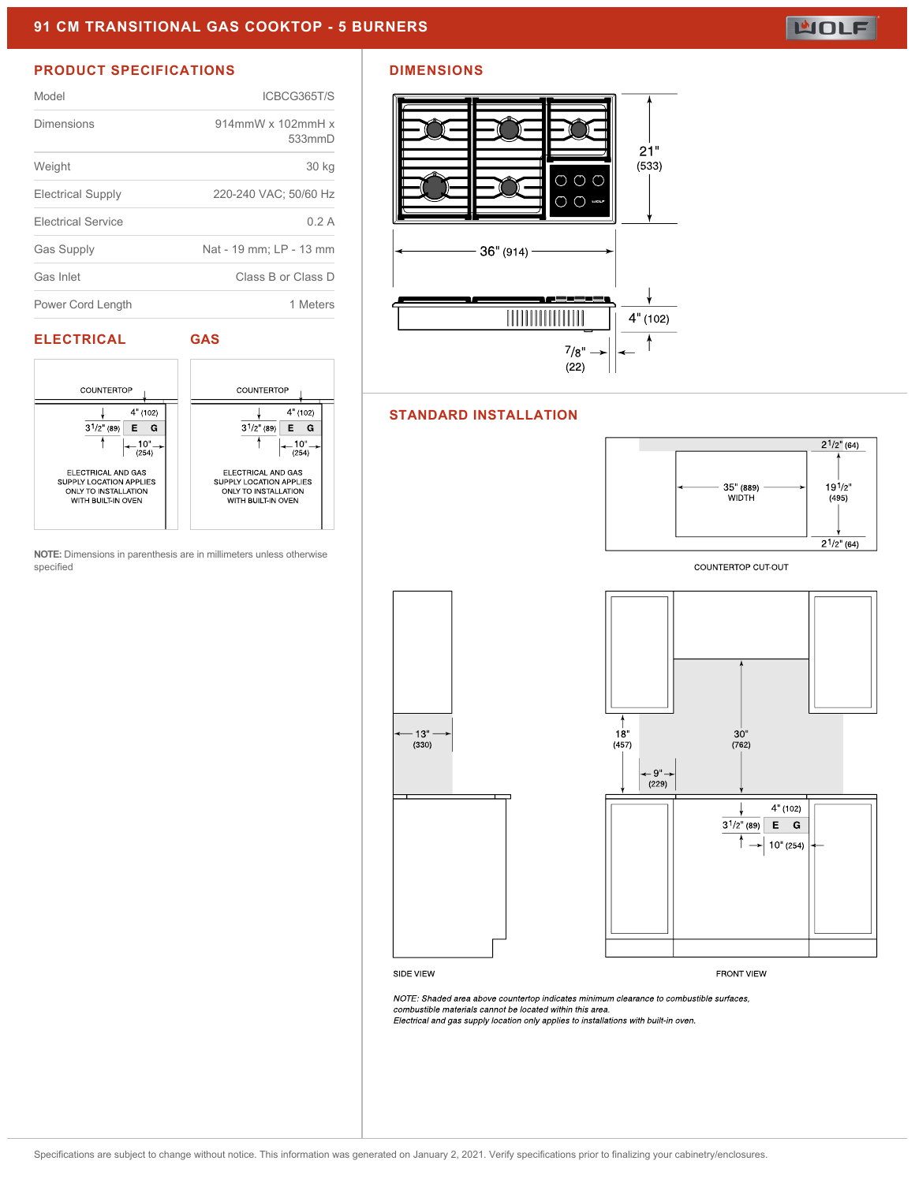# 91 CM TRANSITIONAL GAS COOKTOP - 5 BURNERS

## PRODUCT SPECIFICATIONS

| | |
|---|---|
| Model | ICBCG365T/S |
| Dimensions | 914mmW x 102mmH x 533mmD |
| Weight | 30 kg |
| Electrical Supply | 220-240 VAC; 50/60 Hz |
| Electrical Service | 0.2 A |
| Gas Supply | Nat - 19 mm; LP - 13 mm |
| Gas Inlet | Class B or Class D |
| Power Cord Length | 1 Meters |

## ELECTRICAL

COUNTERTOP

4" (102)

3 1/2" (89) E G

10" (254)

ELECTRICAL AND GAS SUPPLY LOCATION APPLIES ONLY TO INSTALLATION WITH BUILT-IN OVEN

## GAS

COUNTERTOP

4" (102)

3 1/2" (89) E G

10" (254)

ELECTRICAL AND GAS SUPPLY LOCATION APPLIES ONLY TO INSTALLATION WITH BUILT-IN OVEN

**NOTE:** Dimensions in parenthesis are in millimeters unless otherwise specified

## DIMENSIONS

21" (533)

36" (914)

4" (102)

7/8" (22)

## STANDARD INSTALLATION

2 1/2" (64)

35" (889) WIDTH

19 1/2" (495)

2 1/2" (64)

COUNTERTOP CUT-OUT

13" (330)

18" (457)

30" (762)

9" (229)

4" (102)

3 1/2" (89) E G

10" (254)

SIDE VIEW

FRONT VIEW

*NOTE: Shaded area above countertop indicates minimum clearance to combustible surfaces, combustible materials cannot be located within this area. Electrical and gas supply location only applies to installations with built-in oven.*

Specifications are subject to change without notice. This information was generated on January 2, 2021. Verify specifications prior to finalizing your cabinetry/enclosures.